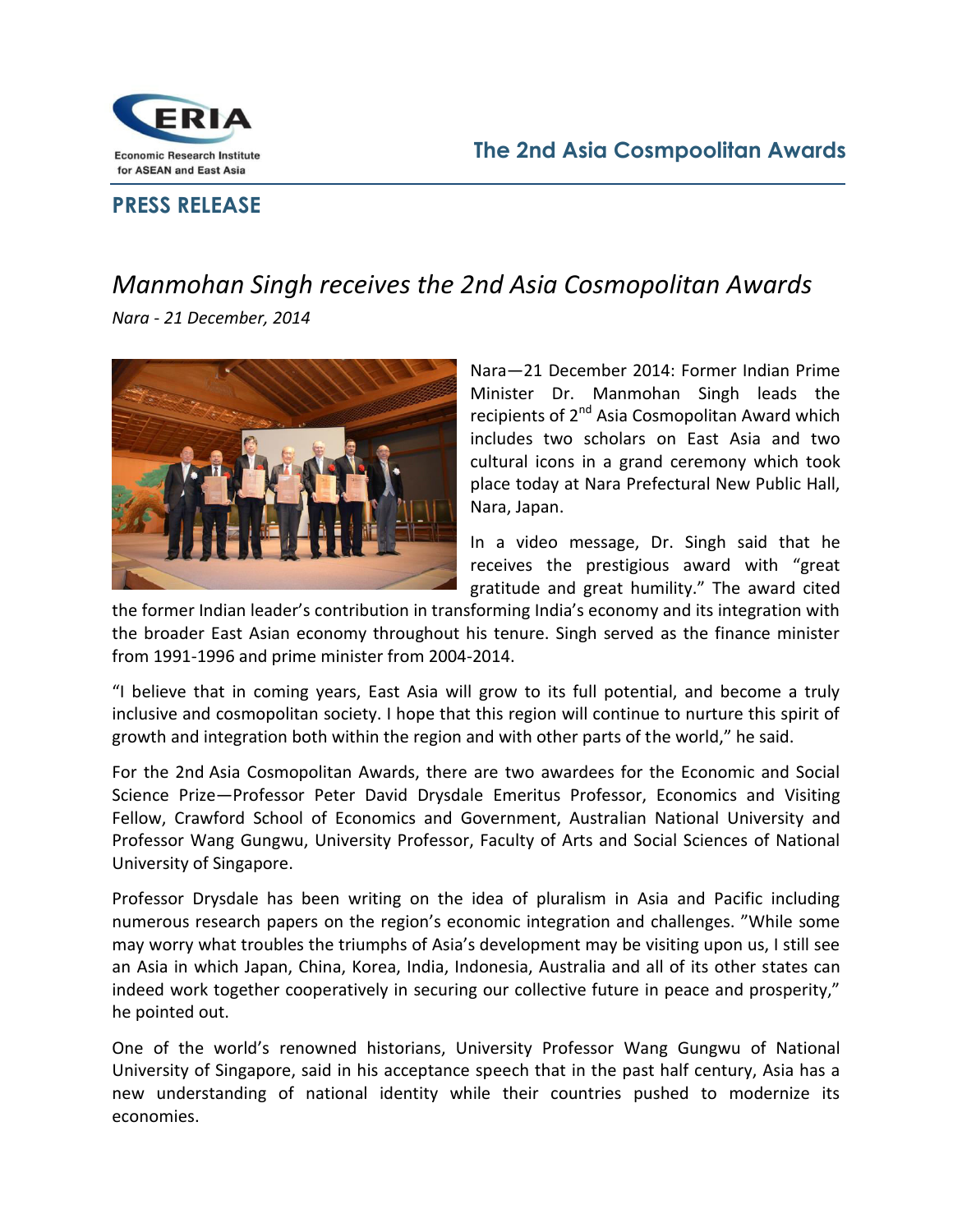ERIA
Economic Research Institute for ASEAN and East Asia

The 2nd Asia Cosmpoolitan Awards

**PRESS RELEASE**

# *Manmohan Singh receives the 2nd Asia Cosmopolitan Awards*

*Nara - 21 December, 2014*

Nara—21 December 2014: Former Indian Prime Minister Dr. Manmohan Singh leads the recipients of 2nd Asia Cosmopolitan Award which includes two scholars on East Asia and two cultural icons in a grand ceremony which took place today at Nara Prefectural New Public Hall, Nara, Japan.

In a video message, Dr. Singh said that he receives the prestigious award with "great gratitude and great humility." The award cited the former Indian leader's contribution in transforming India's economy and its integration with the broader East Asian economy throughout his tenure. Singh served as the finance minister from 1991-1996 and prime minister from 2004-2014.

"I believe that in coming years, East Asia will grow to its full potential, and become a truly inclusive and cosmopolitan society. I hope that this region will continue to nurture this spirit of growth and integration both within the region and with other parts of the world," he said.

For the 2nd Asia Cosmopolitan Awards, there are two awardees for the Economic and Social Science Prize—Professor Peter David Drysdale Emeritus Professor, Economics and Visiting Fellow, Crawford School of Economics and Government, Australian National University and Professor Wang Gungwu, University Professor, Faculty of Arts and Social Sciences of National University of Singapore.

Professor Drysdale has been writing on the idea of pluralism in Asia and Pacific including numerous research papers on the region's economic integration and challenges. "While some may worry what troubles the triumphs of Asia's development may be visiting upon us, I still see an Asia in which Japan, China, Korea, India, Indonesia, Australia and all of its other states can indeed work together cooperatively in securing our collective future in peace and prosperity," he pointed out.

One of the world's renowned historians, University Professor Wang Gungwu of National University of Singapore, said in his acceptance speech that in the past half century, Asia has a new understanding of national identity while their countries pushed to modernize its economies.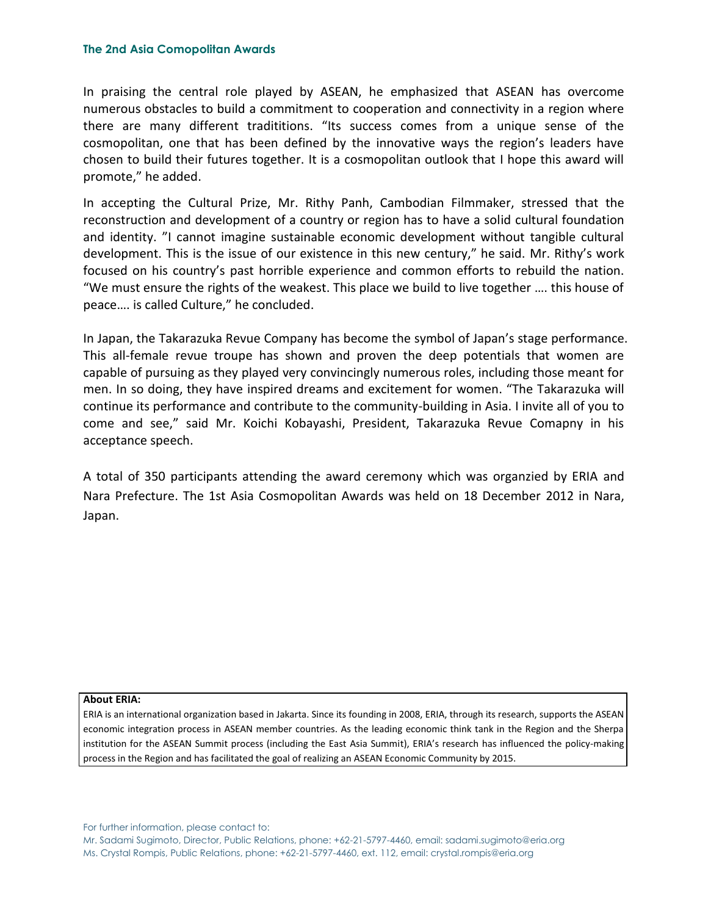In praising the central role played by ASEAN, he emphasized that ASEAN has overcome numerous obstacles to build a commitment to cooperation and connectivity in a region where there are many different tradititions. "Its success comes from a unique sense of the cosmopolitan, one that has been defined by the innovative ways the region's leaders have chosen to build their futures together. It is a cosmopolitan outlook that I hope this award will promote," he added.

In accepting the Cultural Prize, Mr. Rithy Panh, Cambodian Filmmaker, stressed that the reconstruction and development of a country or region has to have a solid cultural foundation and identity. "I cannot imagine sustainable economic development without tangible cultural development. This is the issue of our existence in this new century," he said. Mr. Rithy's work focused on his country's past horrible experience and common efforts to rebuild the nation. "We must ensure the rights of the weakest. This place we build to live together …. this house of peace…. is called Culture," he concluded.

In Japan, the Takarazuka Revue Company has become the symbol of Japan's stage performance. This all-female revue troupe has shown and proven the deep potentials that women are capable of pursuing as they played very convincingly numerous roles, including those meant for men. In so doing, they have inspired dreams and excitement for women. "The Takarazuka will continue its performance and contribute to the community-building in Asia. I invite all of you to come and see," said Mr. Koichi Kobayashi, President, Takarazuka Revue Comapny in his acceptance speech.

A total of 350 participants attending the award ceremony which was organzied by ERIA and Nara Prefecture. The 1st Asia Cosmopolitan Awards was held on 18 December 2012 in Nara, Japan.

**About ERIA:**

ERIA is an international organization based in Jakarta. Since its founding in 2008, ERIA, through its research, supports the ASEAN economic integration process in ASEAN member countries. As the leading economic think tank in the Region and the Sherpa institution for the ASEAN Summit process (including the East Asia Summit), ERIA's research has influenced the policy-making process in the Region and has facilitated the goal of realizing an ASEAN Economic Community by 2015.

For further information, please contact to:
Mr. Sadami Sugimoto, Director, Public Relations, phone: +62-21-5797-4460, email: sadami.sugimoto@eria.org
Ms. Crystal Rompis, Public Relations, phone: +62-21-5797-4460, ext. 112, email: crystal.rompis@eria.org